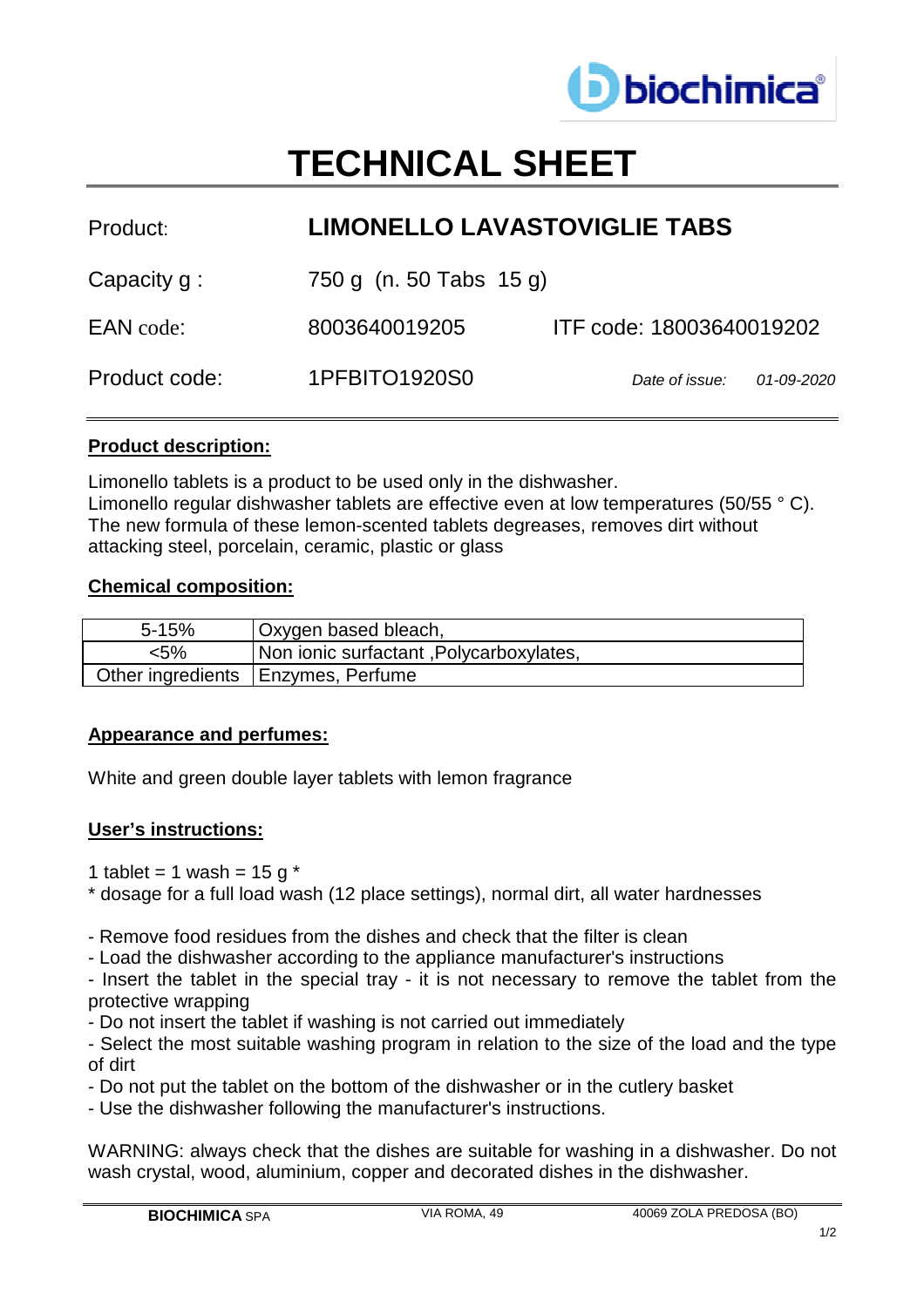# TECHNICAL SHEET

| | | | |
|---|---|---|---|
| Product: | **LIMONELLO LAVASTOVIGLIE TABS** | | |
| Capacity g : | 750 g (n. 50 Tabs 15 g) | | |
| EAN code: | 8003640019205 | ITF code: 18003640019202 | |
| Product code: | 1PFBITO1920S0 | *Date of issue:* | *01-09-2020* |

**Product description:**

Limonello tablets is a product to be used only in the dishwasher.
Limonello regular dishwasher tablets are effective even at low temperatures (50/55 ° C).
The new formula of these lemon-scented tablets degreases, removes dirt without attacking steel, porcelain, ceramic, plastic or glass

**Chemical composition:**

| | |
|---|---|
| 5-15% | Oxygen based bleach, |
| <5% | Non ionic surfactant ,Polycarboxylates, |
| Other ingredients | Enzymes, Perfume |

**Appearance and perfumes:**

White and green double layer tablets with lemon fragrance

**User's instructions:**

1 tablet = 1 wash = 15 g *
* dosage for a full load wash (12 place settings), normal dirt, all water hardnesses

- Remove food residues from the dishes and check that the filter is clean
- Load the dishwasher according to the appliance manufacturer's instructions
- Insert the tablet in the special tray - it is not necessary to remove the tablet from the protective wrapping
- Do not insert the tablet if washing is not carried out immediately
- Select the most suitable washing program in relation to the size of the load and the type of dirt
- Do not put the tablet on the bottom of the dishwasher or in the cutlery basket
- Use the dishwasher following the manufacturer's instructions.

WARNING: always check that the dishes are suitable for washing in a dishwasher. Do not wash crystal, wood, aluminium, copper and decorated dishes in the dishwasher.

**BIOCHIMICA** SPA VIA ROMA, 49 40069 ZOLA PREDOSA (BO)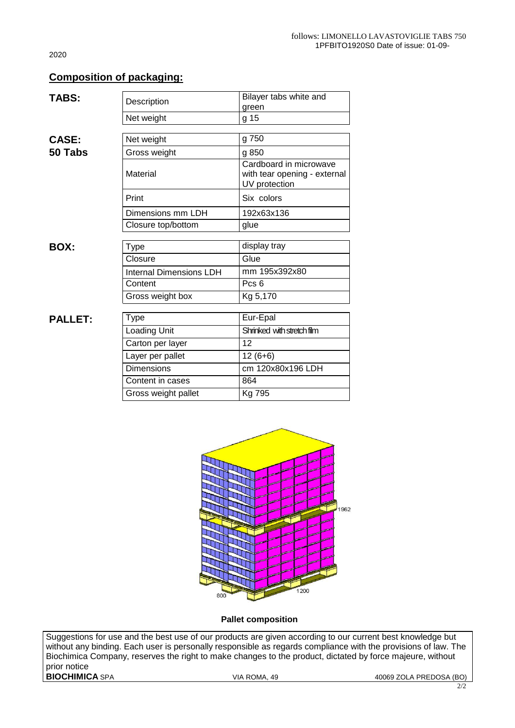## Composition of packaging:

**TABS:**

| | |
|---|---|
| Description | Bilayer tabs white and green |
| Net weight | g 15 |

**CASE: 50 Tabs**

| | |
|---|---|
| Net weight | g 750 |
| Gross weight | g 850 |
| Material | Cardboard in microwave with tear opening - external UV protection |
| Print | Six colors |
| Dimensions mm LDH | 192x63x136 |
| Closure top/bottom | glue |

**BOX:**

| | |
|---|---|
| Type | display tray |
| Closure | Glue |
| Internal Dimensions LDH | mm 195x392x80 |
| Content | Pcs 6 |
| Gross weight box | Kg 5,170 |

**PALLET:**

| | |
|---|---|
| Type | Eur-Epal |
| Loading Unit | Shrinked with stretch film |
| Carton per layer | 12 |
| Layer per pallet | 12 (6+6) |
| Dimensions | cm 120x80x196 LDH |
| Content in cases | 864 |
| Gross weight pallet | Kg 795 |

1962

800

1200

**Pallet composition**

Suggestions for use and the best use of our products are given according to our current best knowledge but without any binding. Each user is personally responsible as regards compliance with the provisions of law. The Biochimica Company, reserves the right to make changes to the product, dictated by force majeure, without prior notice

**BIOCHIMICA** SPA — VIA ROMA, 49 — 40069 ZOLA PREDOSA (BO)